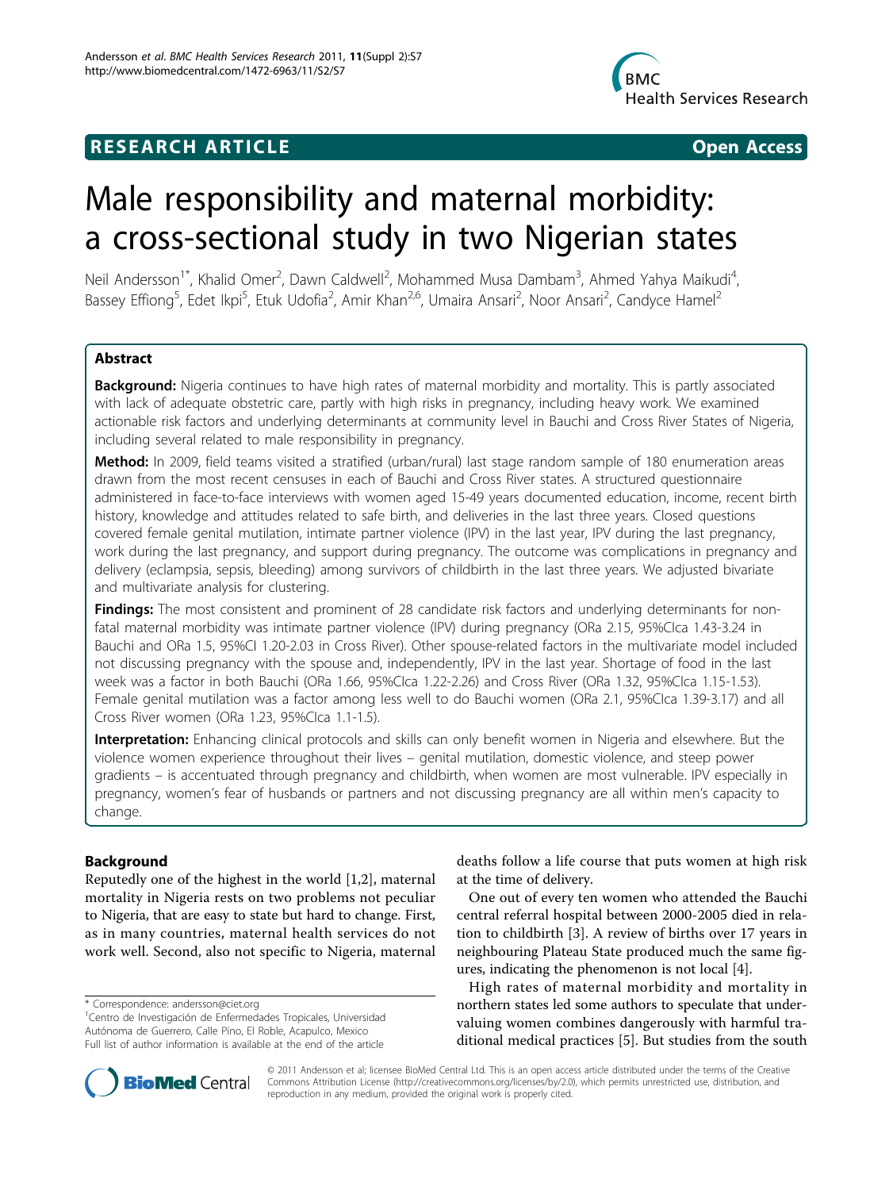**RESEARCH ARTICLE** **Open Access**

# Male responsibility and maternal morbidity: a cross-sectional study in two Nigerian states

Neil Andersson[1*], Khalid Omer[2], Dawn Caldwell[2], Mohammed Musa Dambam[3], Ahmed Yahya Maikudi[4], Bassey Effiong[5], Edet Ikpi[5], Etuk Udofia[2], Amir Khan[2,6], Umaira Ansari[2], Noor Ansari[2], Candyce Hamel[2]

## Abstract

**Background:** Nigeria continues to have high rates of maternal morbidity and mortality. This is partly associated with lack of adequate obstetric care, partly with high risks in pregnancy, including heavy work. We examined actionable risk factors and underlying determinants at community level in Bauchi and Cross River States of Nigeria, including several related to male responsibility in pregnancy.

**Method:** In 2009, field teams visited a stratified (urban/rural) last stage random sample of 180 enumeration areas drawn from the most recent censuses in each of Bauchi and Cross River states. A structured questionnaire administered in face-to-face interviews with women aged 15-49 years documented education, income, recent birth history, knowledge and attitudes related to safe birth, and deliveries in the last three years. Closed questions covered female genital mutilation, intimate partner violence (IPV) in the last year, IPV during the last pregnancy, work during the last pregnancy, and support during pregnancy. The outcome was complications in pregnancy and delivery (eclampsia, sepsis, bleeding) among survivors of childbirth in the last three years. We adjusted bivariate and multivariate analysis for clustering.

**Findings:** The most consistent and prominent of 28 candidate risk factors and underlying determinants for non-fatal maternal morbidity was intimate partner violence (IPV) during pregnancy (ORa 2.15, 95%CIca 1.43-3.24 in Bauchi and ORa 1.5, 95%CI 1.20-2.03 in Cross River). Other spouse-related factors in the multivariate model included not discussing pregnancy with the spouse and, independently, IPV in the last year. Shortage of food in the last week was a factor in both Bauchi (ORa 1.66, 95%CIca 1.22-2.26) and Cross River (ORa 1.32, 95%CIca 1.15-1.53). Female genital mutilation was a factor among less well to do Bauchi women (ORa 2.1, 95%CIca 1.39-3.17) and all Cross River women (ORa 1.23, 95%CIca 1.1-1.5).

**Interpretation:** Enhancing clinical protocols and skills can only benefit women in Nigeria and elsewhere. But the violence women experience throughout their lives – genital mutilation, domestic violence, and steep power gradients – is accentuated through pregnancy and childbirth, when women are most vulnerable. IPV especially in pregnancy, women's fear of husbands or partners and not discussing pregnancy are all within men's capacity to change.

## Background

Reputedly one of the highest in the world [1,2], maternal mortality in Nigeria rests on two problems not peculiar to Nigeria, that are easy to state but hard to change. First, as in many countries, maternal health services do not work well. Second, also not specific to Nigeria, maternal deaths follow a life course that puts women at high risk at the time of delivery.

One out of every ten women who attended the Bauchi central referral hospital between 2000-2005 died in relation to childbirth [3]. A review of births over 17 years in neighbouring Plateau State produced much the same figures, indicating the phenomenon is not local [4].

High rates of maternal morbidity and mortality in northern states led some authors to speculate that undervaluing women combines dangerously with harmful traditional medical practices [5]. But studies from the south

\* Correspondence: andersson@ciet.org
[1]Centro de Investigación de Enfermedades Tropicales, Universidad Autónoma de Guerrero, Calle Pino, El Roble, Acapulco, Mexico
Full list of author information is available at the end of the article

© 2011 Andersson et al; licensee BioMed Central Ltd. This is an open access article distributed under the terms of the Creative Commons Attribution License (http://creativecommons.org/licenses/by/2.0), which permits unrestricted use, distribution, and reproduction in any medium, provided the original work is properly cited.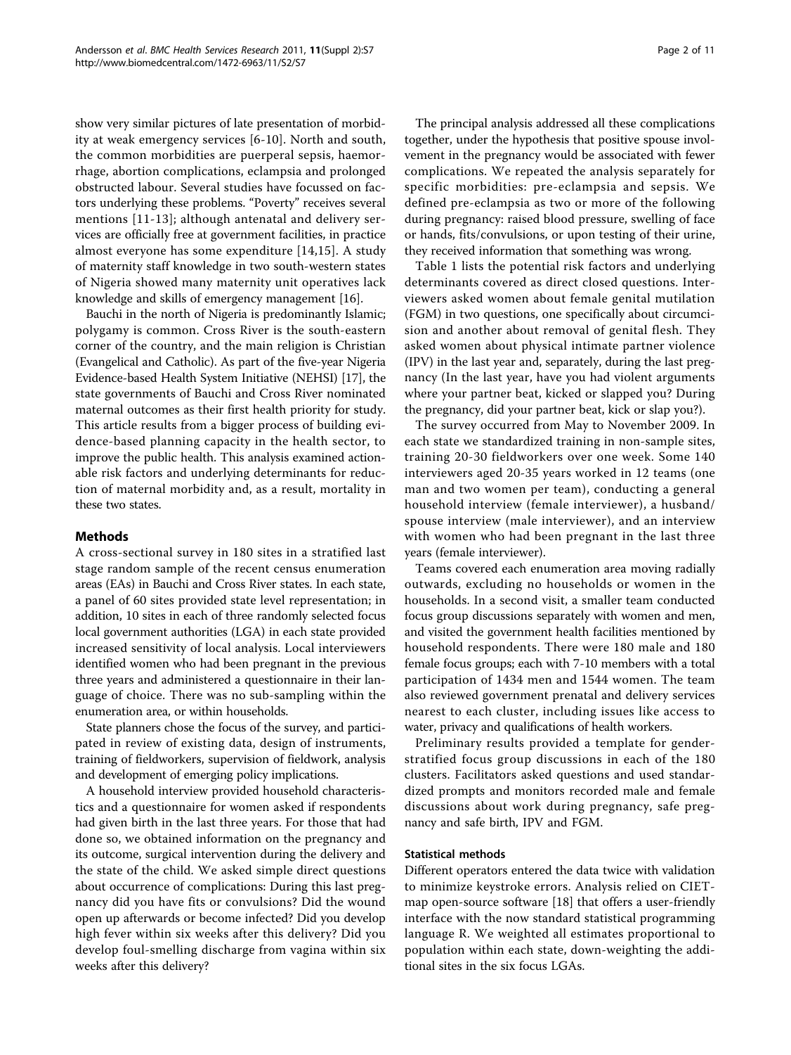show very similar pictures of late presentation of morbidity at weak emergency services [6-10]. North and south, the common morbidities are puerperal sepsis, haemorrhage, abortion complications, eclampsia and prolonged obstructed labour. Several studies have focussed on factors underlying these problems. "Poverty" receives several mentions [11-13]; although antenatal and delivery services are officially free at government facilities, in practice almost everyone has some expenditure [14,15]. A study of maternity staff knowledge in two south-western states of Nigeria showed many maternity unit operatives lack knowledge and skills of emergency management [16].

Bauchi in the north of Nigeria is predominantly Islamic; polygamy is common. Cross River is the south-eastern corner of the country, and the main religion is Christian (Evangelical and Catholic). As part of the five-year Nigeria Evidence-based Health System Initiative (NEHSI) [17], the state governments of Bauchi and Cross River nominated maternal outcomes as their first health priority for study. This article results from a bigger process of building evidence-based planning capacity in the health sector, to improve the public health. This analysis examined actionable risk factors and underlying determinants for reduction of maternal morbidity and, as a result, mortality in these two states.

## Methods

A cross-sectional survey in 180 sites in a stratified last stage random sample of the recent census enumeration areas (EAs) in Bauchi and Cross River states. In each state, a panel of 60 sites provided state level representation; in addition, 10 sites in each of three randomly selected focus local government authorities (LGA) in each state provided increased sensitivity of local analysis. Local interviewers identified women who had been pregnant in the previous three years and administered a questionnaire in their language of choice. There was no sub-sampling within the enumeration area, or within households.

State planners chose the focus of the survey, and participated in review of existing data, design of instruments, training of fieldworkers, supervision of fieldwork, analysis and development of emerging policy implications.

A household interview provided household characteristics and a questionnaire for women asked if respondents had given birth in the last three years. For those that had done so, we obtained information on the pregnancy and its outcome, surgical intervention during the delivery and the state of the child. We asked simple direct questions about occurrence of complications: During this last pregnancy did you have fits or convulsions? Did the wound open up afterwards or become infected? Did you develop high fever within six weeks after this delivery? Did you develop foul-smelling discharge from vagina within six weeks after this delivery?

The principal analysis addressed all these complications together, under the hypothesis that positive spouse involvement in the pregnancy would be associated with fewer complications. We repeated the analysis separately for specific morbidities: pre-eclampsia and sepsis. We defined pre-eclampsia as two or more of the following during pregnancy: raised blood pressure, swelling of face or hands, fits/convulsions, or upon testing of their urine, they received information that something was wrong.

Table 1 lists the potential risk factors and underlying determinants covered as direct closed questions. Interviewers asked women about female genital mutilation (FGM) in two questions, one specifically about circumcision and another about removal of genital flesh. They asked women about physical intimate partner violence (IPV) in the last year and, separately, during the last pregnancy (In the last year, have you had violent arguments where your partner beat, kicked or slapped you? During the pregnancy, did your partner beat, kick or slap you?).

The survey occurred from May to November 2009. In each state we standardized training in non-sample sites, training 20-30 fieldworkers over one week. Some 140 interviewers aged 20-35 years worked in 12 teams (one man and two women per team), conducting a general household interview (female interviewer), a husband/spouse interview (male interviewer), and an interview with women who had been pregnant in the last three years (female interviewer).

Teams covered each enumeration area moving radially outwards, excluding no households or women in the households. In a second visit, a smaller team conducted focus group discussions separately with women and men, and visited the government health facilities mentioned by household respondents. There were 180 male and 180 female focus groups; each with 7-10 members with a total participation of 1434 men and 1544 women. The team also reviewed government prenatal and delivery services nearest to each cluster, including issues like access to water, privacy and qualifications of health workers.

Preliminary results provided a template for gender-stratified focus group discussions in each of the 180 clusters. Facilitators asked questions and used standardized prompts and monitors recorded male and female discussions about work during pregnancy, safe pregnancy and safe birth, IPV and FGM.

### Statistical methods

Different operators entered the data twice with validation to minimize keystroke errors. Analysis relied on CIETmap open-source software [18] that offers a user-friendly interface with the now standard statistical programming language R. We weighted all estimates proportional to population within each state, down-weighting the additional sites in the six focus LGAs.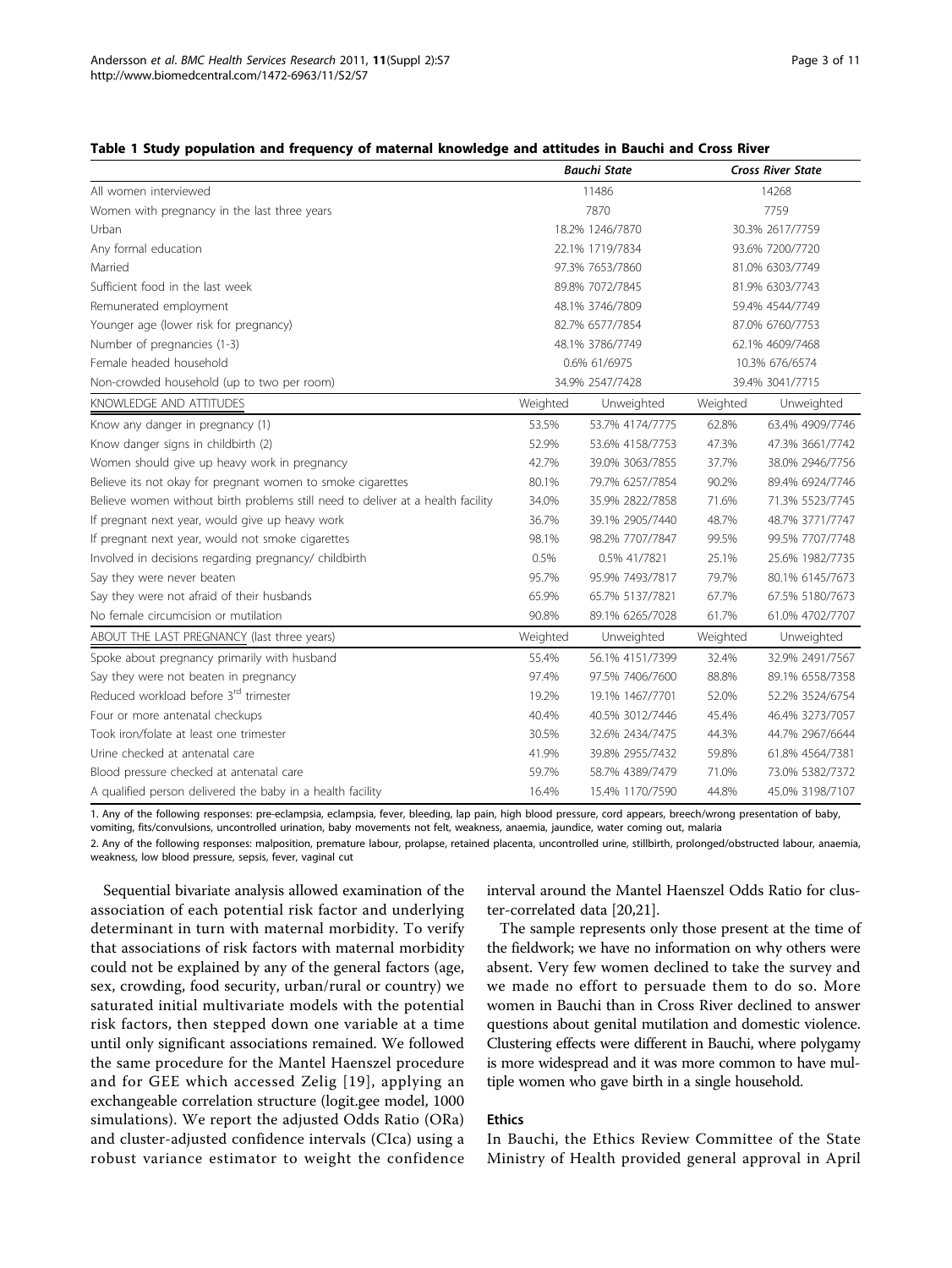**Table 1 Study population and frequency of maternal knowledge and attitudes in Bauchi and Cross River**

| | *Bauchi State* | | *Cross River State* | |
|---|---|---|---|---|
| All women interviewed | 11486 | | 14268 | |
| Women with pregnancy in the last three years | 7870 | | 7759 | |
| Urban | 18.2% 1246/7870 | | 30.3% 2617/7759 | |
| Any formal education | 22.1% 1719/7834 | | 93.6% 7200/7720 | |
| Married | 97.3% 7653/7860 | | 81.0% 6303/7749 | |
| Sufficient food in the last week | 89.8% 7072/7845 | | 81.9% 6303/7743 | |
| Remunerated employment | 48.1% 3746/7809 | | 59.4% 4544/7749 | |
| Younger age (lower risk for pregnancy) | 82.7% 6577/7854 | | 87.0% 6760/7753 | |
| Number of pregnancies (1-3) | 48.1% 3786/7749 | | 62.1% 4609/7468 | |
| Female headed household | 0.6% 61/6975 | | 10.3% 676/6574 | |
| Non-crowded household (up to two per room) | 34.9% 2547/7428 | | 39.4% 3041/7715 | |
| KNOWLEDGE AND ATTITUDES | Weighted | Unweighted | Weighted | Unweighted |
| Know any danger in pregnancy (1) | 53.5% | 53.7% 4174/7775 | 62.8% | 63.4% 4909/7746 |
| Know danger signs in childbirth (2) | 52.9% | 53.6% 4158/7753 | 47.3% | 47.3% 3661/7742 |
| Women should give up heavy work in pregnancy | 42.7% | 39.0% 3063/7855 | 37.7% | 38.0% 2946/7756 |
| Believe its not okay for pregnant women to smoke cigarettes | 80.1% | 79.7% 6257/7854 | 90.2% | 89.4% 6924/7746 |
| Believe women without birth problems still need to deliver at a health facility | 34.0% | 35.9% 2822/7858 | 71.6% | 71.3% 5523/7745 |
| If pregnant next year, would give up heavy work | 36.7% | 39.1% 2905/7440 | 48.7% | 48.7% 3771/7747 |
| If pregnant next year, would not smoke cigarettes | 98.1% | 98.2% 7707/7847 | 99.5% | 99.5% 7707/7748 |
| Involved in decisions regarding pregnancy/ childbirth | 0.5% | 0.5% 41/7821 | 25.1% | 25.6% 1982/7735 |
| Say they were never beaten | 95.7% | 95.9% 7493/7817 | 79.7% | 80.1% 6145/7673 |
| Say they were not afraid of their husbands | 65.9% | 65.7% 5137/7821 | 67.7% | 67.5% 5180/7673 |
| No female circumcision or mutilation | 90.8% | 89.1% 6265/7028 | 61.7% | 61.0% 4702/7707 |
| ABOUT THE LAST PREGNANCY (last three years) | Weighted | Unweighted | Weighted | Unweighted |
| Spoke about pregnancy primarily with husband | 55.4% | 56.1% 4151/7399 | 32.4% | 32.9% 2491/7567 |
| Say they were not beaten in pregnancy | 97.4% | 97.5% 7406/7600 | 88.8% | 89.1% 6558/7358 |
| Reduced workload before 3rd trimester | 19.2% | 19.1% 1467/7701 | 52.0% | 52.2% 3524/6754 |
| Four or more antenatal checkups | 40.4% | 40.5% 3012/7446 | 45.4% | 46.4% 3273/7057 |
| Took iron/folate at least one trimester | 30.5% | 32.6% 2434/7475 | 44.3% | 44.7% 2967/6644 |
| Urine checked at antenatal care | 41.9% | 39.8% 2955/7432 | 59.8% | 61.8% 4564/7381 |
| Blood pressure checked at antenatal care | 59.7% | 58.7% 4389/7479 | 71.0% | 73.0% 5382/7372 |
| A qualified person delivered the baby in a health facility | 16.4% | 15.4% 1170/7590 | 44.8% | 45.0% 3198/7107 |

1. Any of the following responses: pre-eclampsia, eclampsia, fever, bleeding, lap pain, high blood pressure, cord appears, breech/wrong presentation of baby, vomiting, fits/convulsions, uncontrolled urination, baby movements not felt, weakness, anaemia, jaundice, water coming out, malaria

2. Any of the following responses: malposition, premature labour, prolapse, retained placenta, uncontrolled urine, stillbirth, prolonged/obstructed labour, anaemia, weakness, low blood pressure, sepsis, fever, vaginal cut

Sequential bivariate analysis allowed examination of the association of each potential risk factor and underlying determinant in turn with maternal morbidity. To verify that associations of risk factors with maternal morbidity could not be explained by any of the general factors (age, sex, crowding, food security, urban/rural or country) we saturated initial multivariate models with the potential risk factors, then stepped down one variable at a time until only significant associations remained. We followed the same procedure for the Mantel Haenszel procedure and for GEE which accessed Zelig [19], applying an exchangeable correlation structure (logit.gee model, 1000 simulations). We report the adjusted Odds Ratio (ORa) and cluster-adjusted confidence intervals (CIca) using a robust variance estimator to weight the confidence interval around the Mantel Haenszel Odds Ratio for cluster-correlated data [20,21].

The sample represents only those present at the time of the fieldwork; we have no information on why others were absent. Very few women declined to take the survey and we made no effort to persuade them to do so. More women in Bauchi than in Cross River declined to answer questions about genital mutilation and domestic violence. Clustering effects were different in Bauchi, where polygamy is more widespread and it was more common to have multiple women who gave birth in a single household.

### Ethics

In Bauchi, the Ethics Review Committee of the State Ministry of Health provided general approval in April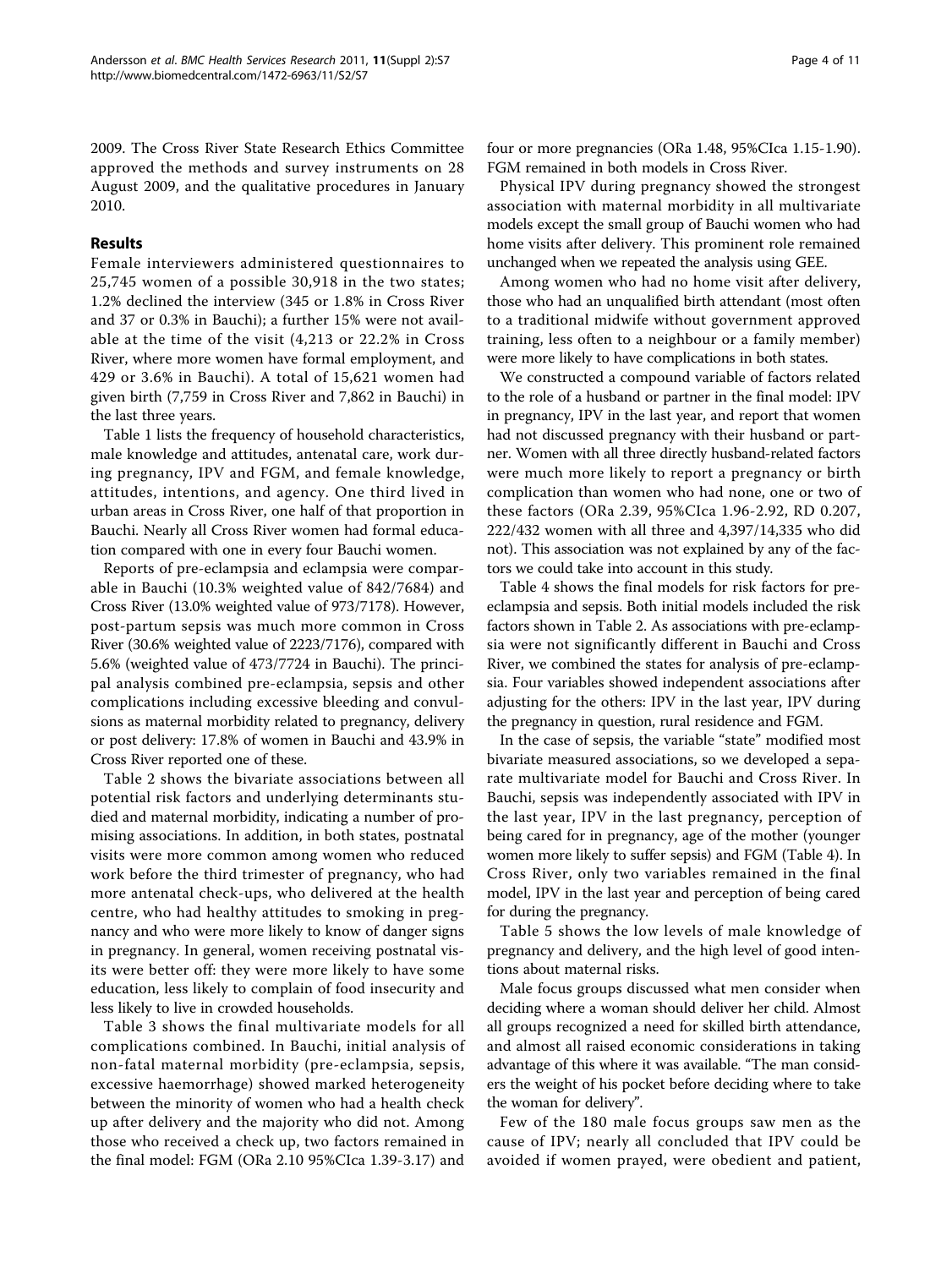2009. The Cross River State Research Ethics Committee approved the methods and survey instruments on 28 August 2009, and the qualitative procedures in January 2010.

## Results

Female interviewers administered questionnaires to 25,745 women of a possible 30,918 in the two states; 1.2% declined the interview (345 or 1.8% in Cross River and 37 or 0.3% in Bauchi); a further 15% were not available at the time of the visit (4,213 or 22.2% in Cross River, where more women have formal employment, and 429 or 3.6% in Bauchi). A total of 15,621 women had given birth (7,759 in Cross River and 7,862 in Bauchi) in the last three years.

Table 1 lists the frequency of household characteristics, male knowledge and attitudes, antenatal care, work during pregnancy, IPV and FGM, and female knowledge, attitudes, intentions, and agency. One third lived in urban areas in Cross River, one half of that proportion in Bauchi. Nearly all Cross River women had formal education compared with one in every four Bauchi women.

Reports of pre-eclampsia and eclampsia were comparable in Bauchi (10.3% weighted value of 842/7684) and Cross River (13.0% weighted value of 973/7178). However, post-partum sepsis was much more common in Cross River (30.6% weighted value of 2223/7176), compared with 5.6% (weighted value of 473/7724 in Bauchi). The principal analysis combined pre-eclampsia, sepsis and other complications including excessive bleeding and convulsions as maternal morbidity related to pregnancy, delivery or post delivery: 17.8% of women in Bauchi and 43.9% in Cross River reported one of these.

Table 2 shows the bivariate associations between all potential risk factors and underlying determinants studied and maternal morbidity, indicating a number of promising associations. In addition, in both states, postnatal visits were more common among women who reduced work before the third trimester of pregnancy, who had more antenatal check-ups, who delivered at the health centre, who had healthy attitudes to smoking in pregnancy and who were more likely to know of danger signs in pregnancy. In general, women receiving postnatal visits were better off: they were more likely to have some education, less likely to complain of food insecurity and less likely to live in crowded households.

Table 3 shows the final multivariate models for all complications combined. In Bauchi, initial analysis of non-fatal maternal morbidity (pre-eclampsia, sepsis, excessive haemorrhage) showed marked heterogeneity between the minority of women who had a health check up after delivery and the majority who did not. Among those who received a check up, two factors remained in the final model: FGM (ORa 2.10 95%CIca 1.39-3.17) and four or more pregnancies (ORa 1.48, 95%CIca 1.15-1.90). FGM remained in both models in Cross River.

Physical IPV during pregnancy showed the strongest association with maternal morbidity in all multivariate models except the small group of Bauchi women who had home visits after delivery. This prominent role remained unchanged when we repeated the analysis using GEE.

Among women who had no home visit after delivery, those who had an unqualified birth attendant (most often to a traditional midwife without government approved training, less often to a neighbour or a family member) were more likely to have complications in both states.

We constructed a compound variable of factors related to the role of a husband or partner in the final model: IPV in pregnancy, IPV in the last year, and report that women had not discussed pregnancy with their husband or partner. Women with all three directly husband-related factors were much more likely to report a pregnancy or birth complication than women who had none, one or two of these factors (ORa 2.39, 95%CIca 1.96-2.92, RD 0.207, 222/432 women with all three and 4,397/14,335 who did not). This association was not explained by any of the factors we could take into account in this study.

Table 4 shows the final models for risk factors for pre-eclampsia and sepsis. Both initial models included the risk factors shown in Table 2. As associations with pre-eclampsia were not significantly different in Bauchi and Cross River, we combined the states for analysis of pre-eclampsia. Four variables showed independent associations after adjusting for the others: IPV in the last year, IPV during the pregnancy in question, rural residence and FGM.

In the case of sepsis, the variable "state" modified most bivariate measured associations, so we developed a separate multivariate model for Bauchi and Cross River. In Bauchi, sepsis was independently associated with IPV in the last year, IPV in the last pregnancy, perception of being cared for in pregnancy, age of the mother (younger women more likely to suffer sepsis) and FGM (Table 4). In Cross River, only two variables remained in the final model, IPV in the last year and perception of being cared for during the pregnancy.

Table 5 shows the low levels of male knowledge of pregnancy and delivery, and the high level of good intentions about maternal risks.

Male focus groups discussed what men consider when deciding where a woman should deliver her child. Almost all groups recognized a need for skilled birth attendance, and almost all raised economic considerations in taking advantage of this where it was available. "The man considers the weight of his pocket before deciding where to take the woman for delivery".

Few of the 180 male focus groups saw men as the cause of IPV; nearly all concluded that IPV could be avoided if women prayed, were obedient and patient,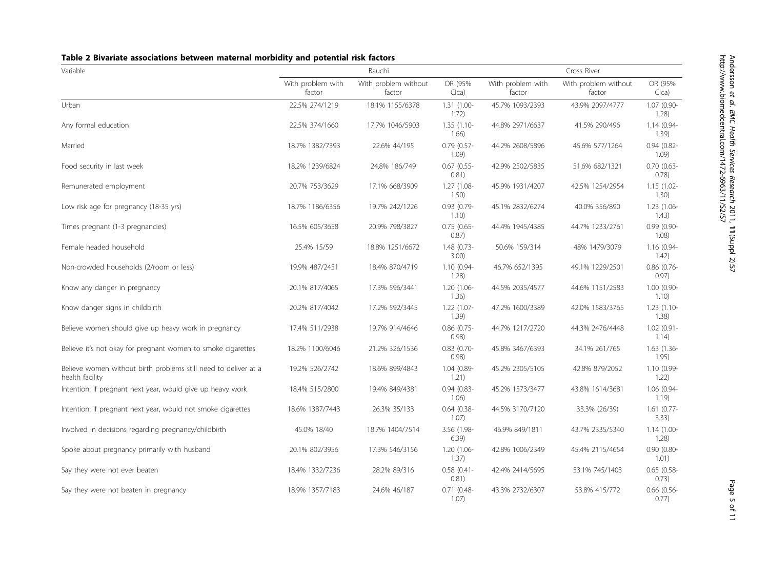**Table 2 Bivariate associations between maternal morbidity and potential risk factors**

| Variable | Bauchi | | | Cross River | | |
|---|---|---|---|---|---|---|
| | With problem with factor | With problem without factor | OR (95% CIca) | With problem with factor | With problem without factor | OR (95% CIca) |
| Urban | 22.5% 274/1219 | 18.1% 1155/6378 | 1.31 (1.00-1.72) | 45.7% 1093/2393 | 43.9% 2097/4777 | 1.07 (0.90-1.28) |
| Any formal education | 22.5% 374/1660 | 17.7% 1046/5903 | 1.35 (1.10-1.66) | 44.8% 2971/6637 | 41.5% 290/496 | 1.14 (0.94-1.39) |
| Married | 18.7% 1382/7393 | 22.6% 44/195 | 0.79 (0.57-1.09) | 44.2% 2608/5896 | 45.6% 577/1264 | 0.94 (0.82-1.09) |
| Food security in last week | 18.2% 1239/6824 | 24.8% 186/749 | 0.67 (0.55-0.81) | 42.9% 2502/5835 | 51.6% 682/1321 | 0.70 (0.63-0.78) |
| Remunerated employment | 20.7% 753/3629 | 17.1% 668/3909 | 1.27 (1.08-1.50) | 45.9% 1931/4207 | 42.5% 1254/2954 | 1.15 (1.02-1.30) |
| Low risk age for pregnancy (18-35 yrs) | 18.7% 1186/6356 | 19.7% 242/1226 | 0.93 (0.79-1.10) | 45.1% 2832/6274 | 40.0% 356/890 | 1.23 (1.06-1.43) |
| Times pregnant (1-3 pregnancies) | 16.5% 605/3658 | 20.9% 798/3827 | 0.75 (0.65-0.87) | 44.4% 1945/4385 | 44.7% 1233/2761 | 0.99 (0.90-1.08) |
| Female headed household | 25.4% 15/59 | 18.8% 1251/6672 | 1.48 (0.73-3.00) | 50.6% 159/314 | 48% 1479/3079 | 1.16 (0.94-1.42) |
| Non-crowded households (2/room or less) | 19.9% 487/2451 | 18.4% 870/4719 | 1.10 (0.94-1.28) | 46.7% 652/1395 | 49.1% 1229/2501 | 0.86 (0.76-0.97) |
| Know any danger in pregnancy | 20.1% 817/4065 | 17.3% 596/3441 | 1.20 (1.06-1.36) | 44.5% 2035/4577 | 44.6% 1151/2583 | 1.00 (0.90-1.10) |
| Know danger signs in childbirth | 20.2% 817/4042 | 17.2% 592/3445 | 1.22 (1.07-1.39) | 47.2% 1600/3389 | 42.0% 1583/3765 | 1.23 (1.10-1.38) |
| Believe women should give up heavy work in pregnancy | 17.4% 511/2938 | 19.7% 914/4646 | 0.86 (0.75-0.98) | 44.7% 1217/2720 | 44.3% 2476/4448 | 1.02 (0.91-1.14) |
| Believe it's not okay for pregnant women to smoke cigarettes | 18.2% 1100/6046 | 21.2% 326/1536 | 0.83 (0.70-0.98) | 45.8% 3467/6393 | 34.1% 261/765 | 1.63 (1.36-1.95) |
| Believe women without birth problems still need to deliver at a health facility | 19.2% 526/2742 | 18.6% 899/4843 | 1.04 (0.89-1.21) | 45.2% 2305/5105 | 42.8% 879/2052 | 1.10 (0.99-1.22) |
| Intention: If pregnant next year, would give up heavy work | 18.4% 515/2800 | 19.4% 849/4381 | 0.94 (0.83-1.06) | 45.2% 1573/3477 | 43.8% 1614/3681 | 1.06 (0.94-1.19) |
| Intention: If pregnant next year, would not smoke cigarettes | 18.6% 1387/7443 | 26.3% 35/133 | 0.64 (0.38-1.07) | 44.5% 3170/7120 | 33.3% (26/39) | 1.61 (0.77-3.33) |
| Involved in decisions regarding pregnancy/childbirth | 45.0% 18/40 | 18.7% 1404/7514 | 3.56 (1.98-6.39) | 46.9% 849/1811 | 43.7% 2335/5340 | 1.14 (1.00-1.28) |
| Spoke about pregnancy primarily with husband | 20.1% 802/3956 | 17.3% 546/3156 | 1.20 (1.06-1.37) | 42.8% 1006/2349 | 45.4% 2115/4654 | 0.90 (0.80-1.01) |
| Say they were not ever beaten | 18.4% 1332/7236 | 28.2% 89/316 | 0.58 (0.41-0.81) | 42.4% 2414/5695 | 53.1% 745/1403 | 0.65 (0.58-0.73) |
| Say they were not beaten in pregnancy | 18.9% 1357/7183 | 24.6% 46/187 | 0.71 (0.48-1.07) | 43.3% 2732/6307 | 53.8% 415/772 | 0.66 (0.56-0.77) |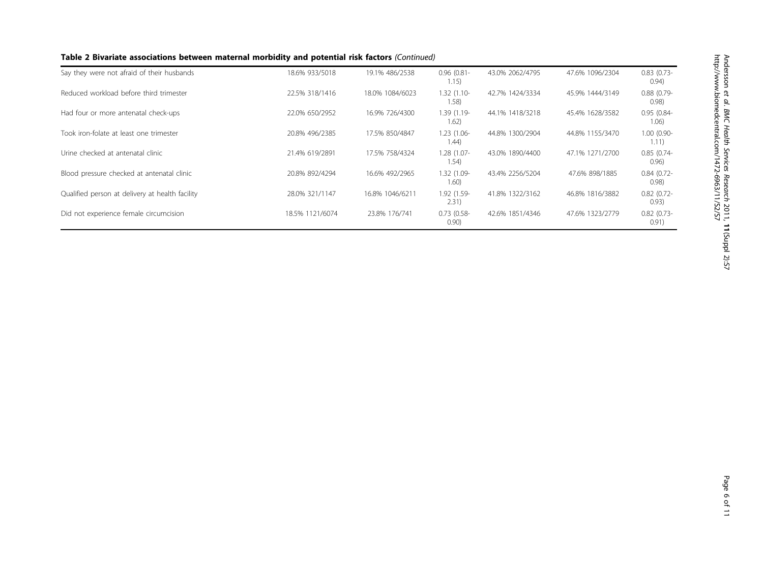**Table 2 Bivariate associations between maternal morbidity and potential risk factors** *(Continued)*

| | | | | | | |
|---|---|---|---|---|---|---|
| Say they were not afraid of their husbands | 18.6% 933/5018 | 19.1% 486/2538 | 0.96 (0.81-1.15) | 43.0% 2062/4795 | 47.6% 1096/2304 | 0.83 (0.73-0.94) |
| Reduced workload before third trimester | 22.5% 318/1416 | 18.0% 1084/6023 | 1.32 (1.10-1.58) | 42.7% 1424/3334 | 45.9% 1444/3149 | 0.88 (0.79-0.98) |
| Had four or more antenatal check-ups | 22.0% 650/2952 | 16.9% 726/4300 | 1.39 (1.19-1.62) | 44.1% 1418/3218 | 45.4% 1628/3582 | 0.95 (0.84-1.06) |
| Took iron-folate at least one trimester | 20.8% 496/2385 | 17.5% 850/4847 | 1.23 (1.06-1.44) | 44.8% 1300/2904 | 44.8% 1155/3470 | 1.00 (0.90-1.11) |
| Urine checked at antenatal clinic | 21.4% 619/2891 | 17.5% 758/4324 | 1.28 (1.07-1.54) | 43.0% 1890/4400 | 47.1% 1271/2700 | 0.85 (0.74-0.96) |
| Blood pressure checked at antenatal clinic | 20.8% 892/4294 | 16.6% 492/2965 | 1.32 (1.09-1.60) | 43.4% 2256/5204 | 47.6% 898/1885 | 0.84 (0.72-0.98) |
| Qualified person at delivery at health facility | 28.0% 321/1147 | 16.8% 1046/6211 | 1.92 (1.59-2.31) | 41.8% 1322/3162 | 46.8% 1816/3882 | 0.82 (0.72-0.93) |
| Did not experience female circumcision | 18.5% 1121/6074 | 23.8% 176/741 | 0.73 (0.58-0.90) | 42.6% 1851/4346 | 47.6% 1323/2779 | 0.82 (0.73-0.91) |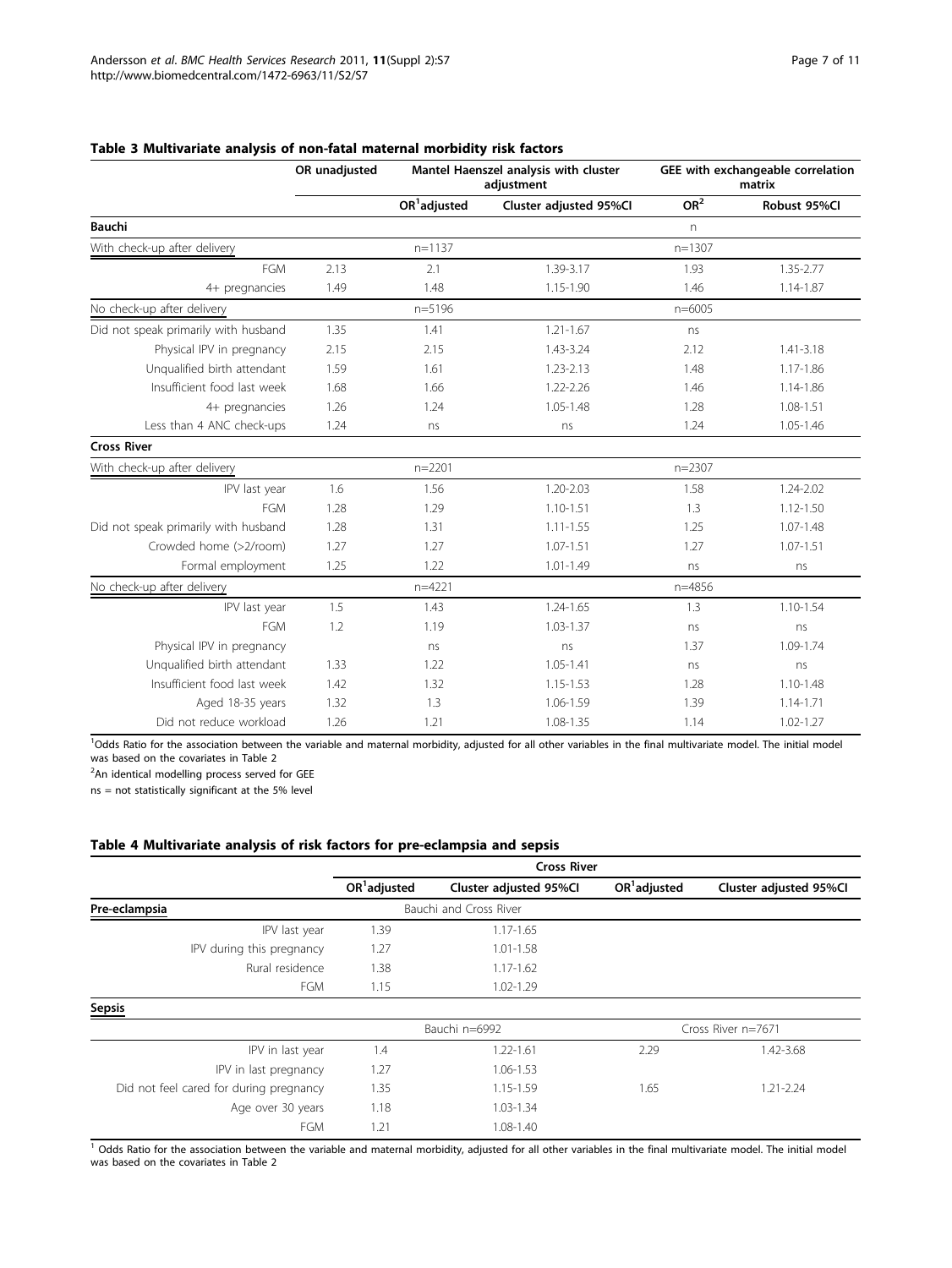### Table 3 Multivariate analysis of non-fatal maternal morbidity risk factors

| | OR unadjusted | Mantel Haenszel analysis with cluster adjustment | | GEE with exchangeable correlation matrix | |
|---|---|---|---|---|---|
| | | OR[1]adjusted | Cluster adjusted 95%CI | OR[2] | Robust 95%CI |
| **Bauchi** | | | | n | |
| With check-up after delivery | | n=1137 | | n=1307 | |
| FGM | 2.13 | 2.1 | 1.39-3.17 | 1.93 | 1.35-2.77 |
| 4+ pregnancies | 1.49 | 1.48 | 1.15-1.90 | 1.46 | 1.14-1.87 |
| No check-up after delivery | | n=5196 | | n=6005 | |
| Did not speak primarily with husband | 1.35 | 1.41 | 1.21-1.67 | ns | |
| Physical IPV in pregnancy | 2.15 | 2.15 | 1.43-3.24 | 2.12 | 1.41-3.18 |
| Unqualified birth attendant | 1.59 | 1.61 | 1.23-2.13 | 1.48 | 1.17-1.86 |
| Insufficient food last week | 1.68 | 1.66 | 1.22-2.26 | 1.46 | 1.14-1.86 |
| 4+ pregnancies | 1.26 | 1.24 | 1.05-1.48 | 1.28 | 1.08-1.51 |
| Less than 4 ANC check-ups | 1.24 | ns | ns | 1.24 | 1.05-1.46 |
| **Cross River** | | | | | |
| With check-up after delivery | | n=2201 | | n=2307 | |
| IPV last year | 1.6 | 1.56 | 1.20-2.03 | 1.58 | 1.24-2.02 |
| FGM | 1.28 | 1.29 | 1.10-1.51 | 1.3 | 1.12-1.50 |
| Did not speak primarily with husband | 1.28 | 1.31 | 1.11-1.55 | 1.25 | 1.07-1.48 |
| Crowded home (>2/room) | 1.27 | 1.27 | 1.07-1.51 | 1.27 | 1.07-1.51 |
| Formal employment | 1.25 | 1.22 | 1.01-1.49 | ns | ns |
| No check-up after delivery | | n=4221 | | n=4856 | |
| IPV last year | 1.5 | 1.43 | 1.24-1.65 | 1.3 | 1.10-1.54 |
| FGM | 1.2 | 1.19 | 1.03-1.37 | ns | ns |
| Physical IPV in pregnancy | | ns | ns | 1.37 | 1.09-1.74 |
| Unqualified birth attendant | 1.33 | 1.22 | 1.05-1.41 | ns | ns |
| Insufficient food last week | 1.42 | 1.32 | 1.15-1.53 | 1.28 | 1.10-1.48 |
| Aged 18-35 years | 1.32 | 1.3 | 1.06-1.59 | 1.39 | 1.14-1.71 |
| Did not reduce workload | 1.26 | 1.21 | 1.08-1.35 | 1.14 | 1.02-1.27 |

[1]Odds Ratio for the association between the variable and maternal morbidity, adjusted for all other variables in the final multivariate model. The initial model was based on the covariates in Table 2

[2]An identical modelling process served for GEE

ns = not statistically significant at the 5% level

### Table 4 Multivariate analysis of risk factors for pre-eclampsia and sepsis

| | Cross River | | | |
|---|---|---|---|---|
| | OR[1]adjusted | Cluster adjusted 95%CI | OR[1]adjusted | Cluster adjusted 95%CI |
| **Pre-eclampsia** | Bauchi and Cross River | | | |
| IPV last year | 1.39 | 1.17-1.65 | | |
| IPV during this pregnancy | 1.27 | 1.01-1.58 | | |
| Rural residence | 1.38 | 1.17-1.62 | | |
| FGM | 1.15 | 1.02-1.29 | | |
| **Sepsis** | | | | |
| | Bauchi n=6992 | | Cross River n=7671 | |
| IPV in last year | 1.4 | 1.22-1.61 | 2.29 | 1.42-3.68 |
| IPV in last pregnancy | 1.27 | 1.06-1.53 | | |
| Did not feel cared for during pregnancy | 1.35 | 1.15-1.59 | 1.65 | 1.21-2.24 |
| Age over 30 years | 1.18 | 1.03-1.34 | | |
| FGM | 1.21 | 1.08-1.40 | | |

[1] Odds Ratio for the association between the variable and maternal morbidity, adjusted for all other variables in the final multivariate model. The initial model was based on the covariates in Table 2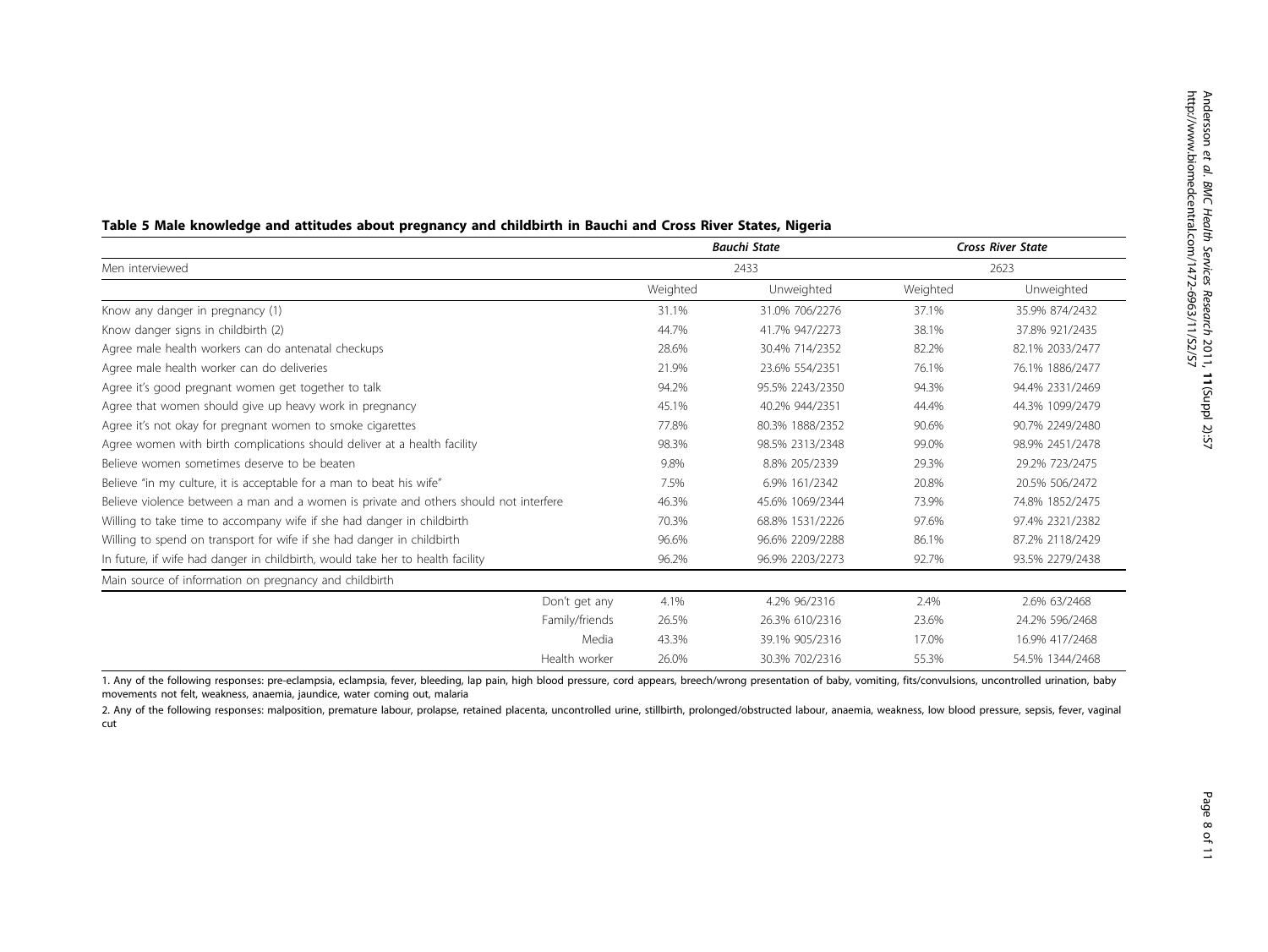**Table 5 Male knowledge and attitudes about pregnancy and childbirth in Bauchi and Cross River States, Nigeria**

| | *Bauchi State* | | *Cross River State* | |
|---|---|---|---|---|
| Men interviewed | 2433 | | 2623 | |
| | Weighted | Unweighted | Weighted | Unweighted |
| Know any danger in pregnancy (1) | 31.1% | 31.0% 706/2276 | 37.1% | 35.9% 874/2432 |
| Know danger signs in childbirth (2) | 44.7% | 41.7% 947/2273 | 38.1% | 37.8% 921/2435 |
| Agree male health workers can do antenatal checkups | 28.6% | 30.4% 714/2352 | 82.2% | 82.1% 2033/2477 |
| Agree male health worker can do deliveries | 21.9% | 23.6% 554/2351 | 76.1% | 76.1% 1886/2477 |
| Agree it's good pregnant women get together to talk | 94.2% | 95.5% 2243/2350 | 94.3% | 94.4% 2331/2469 |
| Agree that women should give up heavy work in pregnancy | 45.1% | 40.2% 944/2351 | 44.4% | 44.3% 1099/2479 |
| Agree it's not okay for pregnant women to smoke cigarettes | 77.8% | 80.3% 1888/2352 | 90.6% | 90.7% 2249/2480 |
| Agree women with birth complications should deliver at a health facility | 98.3% | 98.5% 2313/2348 | 99.0% | 98.9% 2451/2478 |
| Believe women sometimes deserve to be beaten | 9.8% | 8.8% 205/2339 | 29.3% | 29.2% 723/2475 |
| Believe "in my culture, it is acceptable for a man to beat his wife" | 7.5% | 6.9% 161/2342 | 20.8% | 20.5% 506/2472 |
| Believe violence between a man and a women is private and others should not interfere | 46.3% | 45.6% 1069/2344 | 73.9% | 74.8% 1852/2475 |
| Willing to take time to accompany a wife if she had danger in childbirth | 70.3% | 68.8% 1531/2226 | 97.6% | 97.4% 2321/2382 |
| Willing to spend on transport for wife if she had danger in childbirth | 96.6% | 96.6% 2209/2288 | 86.1% | 87.2% 2118/2429 |
| In future, if wife had danger in childbirth, would take her to health facility | 96.2% | 96.9% 2203/2273 | 92.7% | 93.5% 2279/2438 |
| Main source of information on pregnancy and childbirth | | | | |
| Don't get any | 4.1% | 4.2% 96/2316 | 2.4% | 2.6% 63/2468 |
| Family/friends | 26.5% | 26.3% 610/2316 | 23.6% | 24.2% 596/2468 |
| Media | 43.3% | 39.1% 905/2316 | 17.0% | 16.9% 417/2468 |
| Health worker | 26.0% | 30.3% 702/2316 | 55.3% | 54.5% 1344/2468 |

1. Any of the following responses: pre-eclampsia, eclampsia, fever, bleeding, lap pain, high blood pressure, cord appears, breech/wrong presentation of baby, vomiting, fits/convulsions, uncontrolled urination, baby movements not felt, weakness, anaemia, jaundice, water coming out, malaria

2. Any of the following responses: malposition, premature labour, prolapse, retained placenta, uncontrolled urine, stillbirth, prolonged/obstructed labour, anaemia, weakness, low blood pressure, sepsis, fever, vaginal cut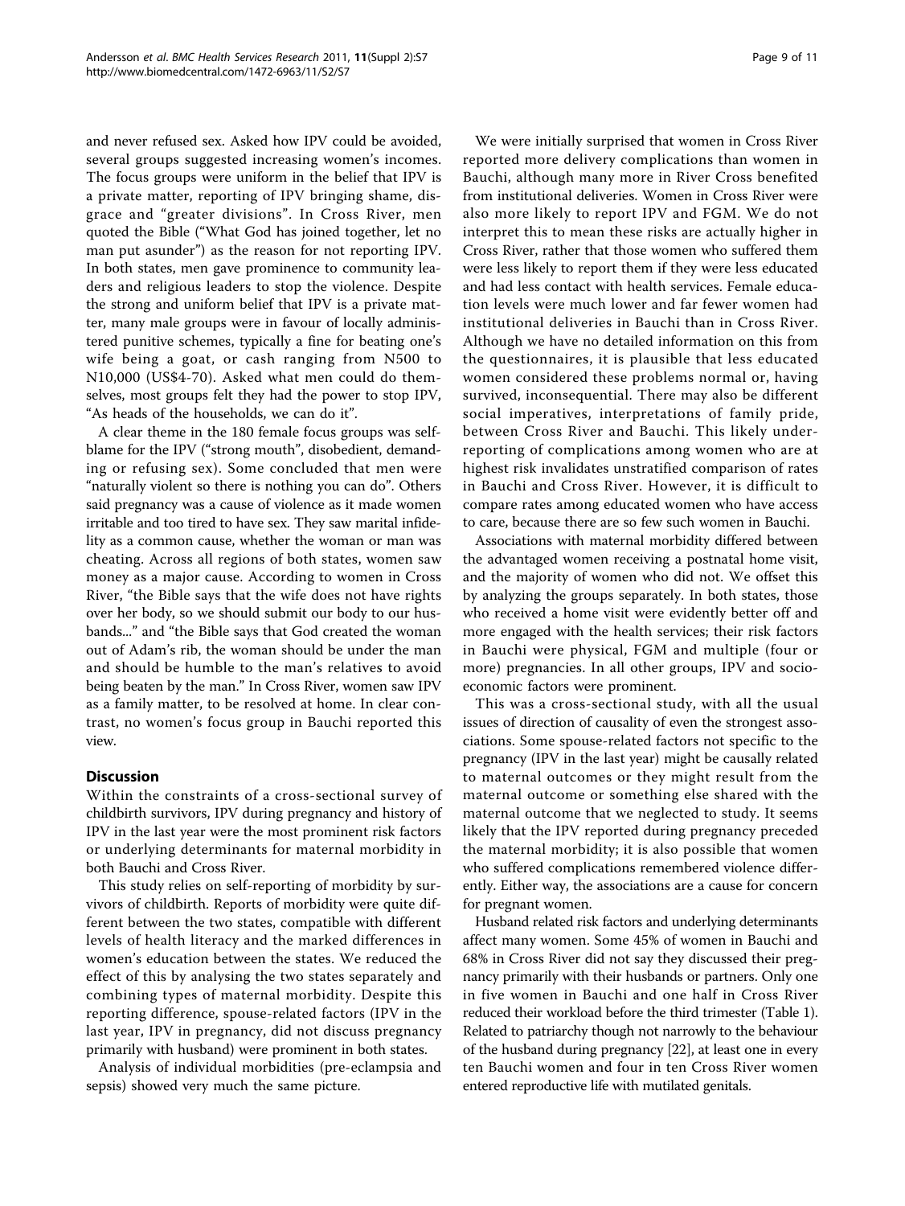and never refused sex. Asked how IPV could be avoided, several groups suggested increasing women's incomes. The focus groups were uniform in the belief that IPV is a private matter, reporting of IPV bringing shame, disgrace and "greater divisions". In Cross River, men quoted the Bible ("What God has joined together, let no man put asunder") as the reason for not reporting IPV. In both states, men gave prominence to community leaders and religious leaders to stop the violence. Despite the strong and uniform belief that IPV is a private matter, many male groups were in favour of locally administered punitive schemes, typically a fine for beating one's wife being a goat, or cash ranging from N500 to N10,000 (US$4-70). Asked what men could do themselves, most groups felt they had the power to stop IPV, "As heads of the households, we can do it".

A clear theme in the 180 female focus groups was self-blame for the IPV ("strong mouth", disobedient, demanding or refusing sex). Some concluded that men were "naturally violent so there is nothing you can do". Others said pregnancy was a cause of violence as it made women irritable and too tired to have sex. They saw marital infidelity as a common cause, whether the woman or man was cheating. Across all regions of both states, women saw money as a major cause. According to women in Cross River, "the Bible says that the wife does not have rights over her body, so we should submit our body to our husbands..." and "the Bible says that God created the woman out of Adam's rib, the woman should be under the man and should be humble to the man's relatives to avoid being beaten by the man." In Cross River, women saw IPV as a family matter, to be resolved at home. In clear contrast, no women's focus group in Bauchi reported this view.

## Discussion

Within the constraints of a cross-sectional survey of childbirth survivors, IPV during pregnancy and history of IPV in the last year were the most prominent risk factors or underlying determinants for maternal morbidity in both Bauchi and Cross River.

This study relies on self-reporting of morbidity by survivors of childbirth. Reports of morbidity were quite different between the two states, compatible with different levels of health literacy and the marked differences in women's education between the states. We reduced the effect of this by analysing the two states separately and combining types of maternal morbidity. Despite this reporting difference, spouse-related factors (IPV in the last year, IPV in pregnancy, did not discuss pregnancy primarily with husband) were prominent in both states.

Analysis of individual morbidities (pre-eclampsia and sepsis) showed very much the same picture.

We were initially surprised that women in Cross River reported more delivery complications than women in Bauchi, although many more in River Cross benefited from institutional deliveries. Women in Cross River were also more likely to report IPV and FGM. We do not interpret this to mean these risks are actually higher in Cross River, rather that those women who suffered them were less likely to report them if they were less educated and had less contact with health services. Female education levels were much lower and far fewer women had institutional deliveries in Bauchi than in Cross River. Although we have no detailed information on this from the questionnaires, it is plausible that less educated women considered these problems normal or, having survived, inconsequential. There may also be different social imperatives, interpretations of family pride, between Cross River and Bauchi. This likely under-reporting of complications among women who are at highest risk invalidates unstratified comparison of rates in Bauchi and Cross River. However, it is difficult to compare rates among educated women who have access to care, because there are so few such women in Bauchi.

Associations with maternal morbidity differed between the advantaged women receiving a postnatal home visit, and the majority of women who did not. We offset this by analyzing the groups separately. In both states, those who received a home visit were evidently better off and more engaged with the health services; their risk factors in Bauchi were physical, FGM and multiple (four or more) pregnancies. In all other groups, IPV and socio-economic factors were prominent.

This was a cross-sectional study, with all the usual issues of direction of causality of even the strongest associations. Some spouse-related factors not specific to the pregnancy (IPV in the last year) might be causally related to maternal outcomes or they might result from the maternal outcome or something else shared with the maternal outcome that we neglected to study. It seems likely that the IPV reported during pregnancy preceded the maternal morbidity; it is also possible that women who suffered complications remembered violence differently. Either way, the associations are a cause for concern for pregnant women.

Husband related risk factors and underlying determinants affect many women. Some 45% of women in Bauchi and 68% in Cross River did not say they discussed their pregnancy primarily with their husbands or partners. Only one in five women in Bauchi and one half in Cross River reduced their workload before the third trimester (Table 1). Related to patriarchy though not narrowly to the behaviour of the husband during pregnancy [22], at least one in every ten Bauchi women and four in ten Cross River women entered reproductive life with mutilated genitals.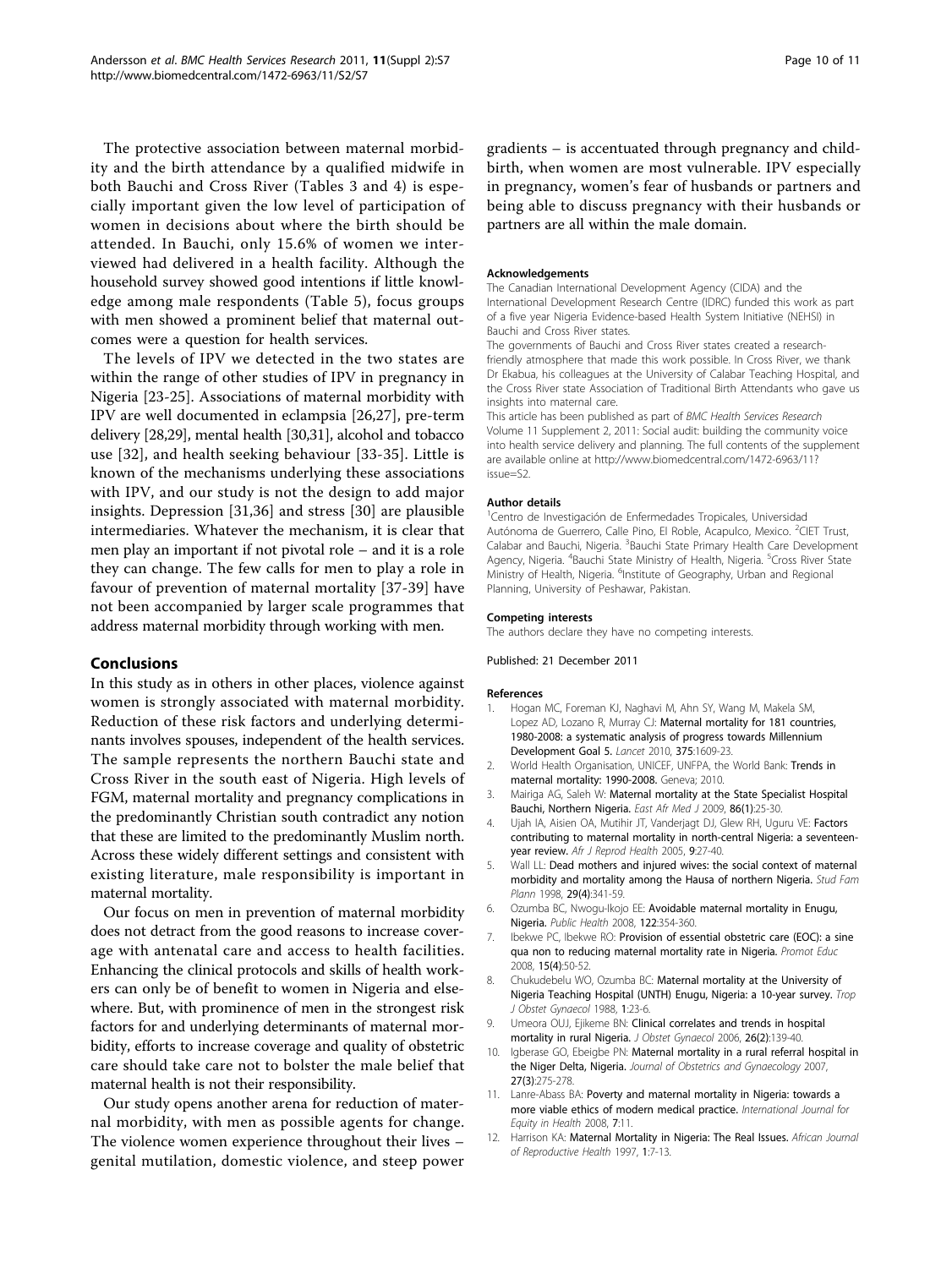The protective association between maternal morbidity and the birth attendance by a qualified midwife in both Bauchi and Cross River (Tables 3 and 4) is especially important given the low level of participation of women in decisions about where the birth should be attended. In Bauchi, only 15.6% of women we interviewed had delivered in a health facility. Although the household survey showed good intentions if little knowledge among male respondents (Table 5), focus groups with men showed a prominent belief that maternal outcomes were a question for health services.

The levels of IPV we detected in the two states are within the range of other studies of IPV in pregnancy in Nigeria [23-25]. Associations of maternal morbidity with IPV are well documented in eclampsia [26,27], pre-term delivery [28,29], mental health [30,31], alcohol and tobacco use [32], and health seeking behaviour [33-35]. Little is known of the mechanisms underlying these associations with IPV, and our study is not the design to add major insights. Depression [31,36] and stress [30] are plausible intermediaries. Whatever the mechanism, it is clear that men play an important if not pivotal role – and it is a role they can change. The few calls for men to play a role in favour of prevention of maternal mortality [37-39] have not been accompanied by larger scale programmes that address maternal morbidity through working with men.

## Conclusions

In this study as in others in other places, violence against women is strongly associated with maternal morbidity. Reduction of these risk factors and underlying determinants involves spouses, independent of the health services. The sample represents the northern Bauchi state and Cross River in the south east of Nigeria. High levels of FGM, maternal mortality and pregnancy complications in the predominantly Christian south contradict any notion that these are limited to the predominantly Muslim north. Across these widely different settings and consistent with existing literature, male responsibility is important in maternal mortality.

Our focus on men in prevention of maternal morbidity does not detract from the good reasons to increase coverage with antenatal care and access to health facilities. Enhancing the clinical protocols and skills of health workers can only be of benefit to women in Nigeria and elsewhere. But, with prominence of men in the strongest risk factors for and underlying determinants of maternal morbidity, efforts to increase coverage and quality of obstetric care should take care not to bolster the male belief that maternal health is not their responsibility.

Our study opens another arena for reduction of maternal morbidity, with men as possible agents for change. The violence women experience throughout their lives – genital mutilation, domestic violence, and steep power gradients – is accentuated through pregnancy and childbirth, when women are most vulnerable. IPV especially in pregnancy, women's fear of husbands or partners and being able to discuss pregnancy with their husbands or partners are all within the male domain.

#### Acknowledgements

The Canadian International Development Agency (CIDA) and the International Development Research Centre (IDRC) funded this work as part of a five year Nigeria Evidence-based Health System Initiative (NEHSI) in Bauchi and Cross River states.

The governments of Bauchi and Cross River states created a research-friendly atmosphere that made this work possible. In Cross River, we thank Dr Ekabua, his colleagues at the University of Calabar Teaching Hospital, and the Cross River state Association of Traditional Birth Attendants who gave us insights into maternal care.

This article has been published as part of *BMC Health Services Research* Volume 11 Supplement 2, 2011: Social audit: building the community voice into health service delivery and planning. The full contents of the supplement are available online at http://www.biomedcentral.com/1472-6963/11?issue=S2.

#### Author details

[1]Centro de Investigación de Enfermedades Tropicales, Universidad Autónoma de Guerrero, Calle Pino, El Roble, Acapulco, Mexico. [2]CIET Trust, Calabar and Bauchi, Nigeria. [3]Bauchi State Primary Health Care Development Agency, Nigeria. [4]Bauchi State Ministry of Health, Nigeria. [5]Cross River State Ministry of Health, Nigeria. [6]Institute of Geography, Urban and Regional Planning, University of Peshawar, Pakistan.

#### Competing interests

The authors declare they have no competing interests.

Published: 21 December 2011

#### References

1. Hogan MC, Foreman KJ, Naghavi M, Ahn SY, Wang M, Makela SM, Lopez AD, Lozano R, Murray CJ: **Maternal mortality for 181 countries, 1980-2008: a systematic analysis of progress towards Millennium Development Goal 5.** *Lancet* 2010, **375**:1609-23.
2. World Health Organisation, UNICEF, UNFPA, the World Bank: **Trends in maternal mortality: 1990-2008.** Geneva; 2010.
3. Mairiga AG, Saleh W: **Maternal mortality at the State Specialist Hospital Bauchi, Northern Nigeria.** *East Afr Med J* 2009, **86(1)**:25-30.
4. Ujah IA, Aisien OA, Mutihir JT, Vanderjagt DJ, Glew RH, Uguru VE: **Factors contributing to maternal mortality in north-central Nigeria: a seventeen-year review.** *Afr J Reprod Health* 2005, **9**:27-40.
5. Wall LL: **Dead mothers and injured wives: the social context of maternal morbidity and mortality among the Hausa of northern Nigeria.** *Stud Fam Plann* 1998, **29(4)**:341-59.
6. Ozumba BC, Nwogu-Ikojo EE: **Avoidable maternal mortality in Enugu, Nigeria.** *Public Health* 2008, **122**:354-360.
7. Ibekwe PC, Ibekwe RO: **Provision of essential obstetric care (EOC): a sine qua non to reducing maternal mortality rate in Nigeria.** *Promot Educ* 2008, **15(4)**:50-52.
8. Chukudebelu WO, Ozumba BC: **Maternal mortality at the University of Nigeria Teaching Hospital (UNTH) Enugu, Nigeria: a 10-year survey.** *Trop J Obstet Gynaecol* 1988, **1**:23-6.
9. Umeora OUJ, Ejikeme BN: **Clinical correlates and trends in hospital mortality in rural Nigeria.** *J Obstet Gynaecol* 2006, **26(2)**:139-40.
10. Igberase GO, Ebeigbe PN: **Maternal mortality in a rural referral hospital in the Niger Delta, Nigeria.** *Journal of Obstetrics and Gynaecology* 2007, **27(3)**:275-278.
11. Lanre-Abass BA: **Poverty and maternal mortality in Nigeria: towards a more viable ethics of modern medical practice.** *International Journal for Equity in Health* 2008, **7**:11.
12. Harrison KA: **Maternal Mortality in Nigeria: The Real Issues.** *African Journal of Reproductive Health* 1997, **1**:7-13.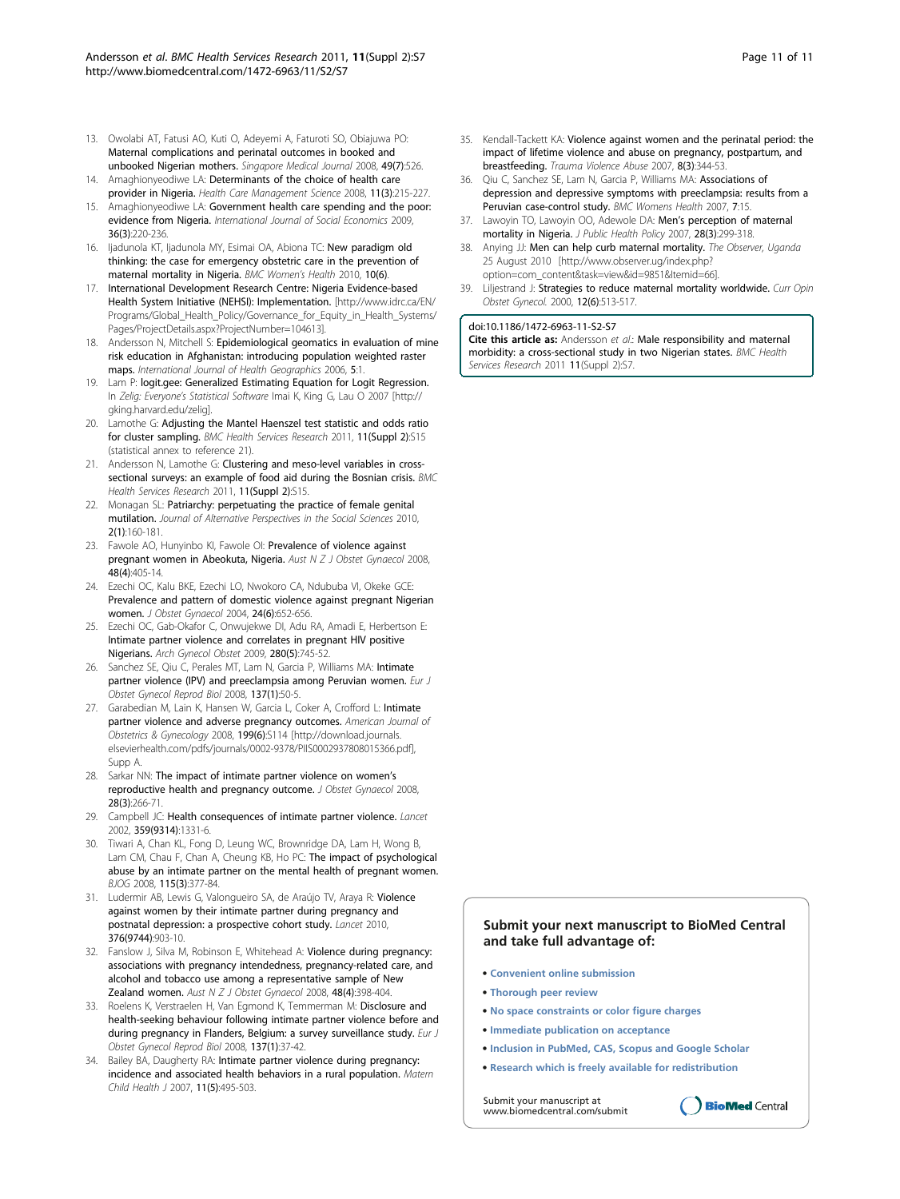13. Owolabi AT, Fatusi AO, Kuti O, Adeyemi A, Faturoti SO, Obiajuwa PO: **Maternal complications and perinatal outcomes in booked and unbooked Nigerian mothers.** *Singapore Medical Journal* 2008, **49(7)**:526.
14. Amaghionyeodiwe LA: **Determinants of the choice of health care provider in Nigeria.** *Health Care Management Science* 2008, **11(3)**:215-227.
15. Amaghionyeodiwe LA: **Government health care spending and the poor: evidence from Nigeria.** *International Journal of Social Economics* 2009, **36(3)**:220-236.
16. Ijadunola KT, Ijadunola MY, Esimai OA, Abiona TC: **New paradigm old thinking: the case for emergency obstetric care in the prevention of maternal mortality in Nigeria.** *BMC Women's Health* 2010, **10(6)**.
17. International Development Research Centre: **Nigeria Evidence-based Health System Initiative (NEHSI): Implementation.** [http://www.idrc.ca/EN/Programs/Global_Health_Policy/Governance_for_Equity_in_Health_Systems/Pages/ProjectDetails.aspx?ProjectNumber=104613].
18. Andersson N, Mitchell S: **Epidemiological geomatics in evaluation of mine risk education in Afghanistan: introducing population weighted raster maps.** *International Journal of Health Geographics* 2006, **5**:1.
19. Lam P: **logit.gee: Generalized Estimating Equation for Logit Regression.** In *Zelig: Everyone's Statistical Software* Imai K, King G, Lau O 2007 [http://gking.harvard.edu/zelig].
20. Lamothe G: **Adjusting the Mantel Haenszel test statistic and odds ratio for cluster sampling.** *BMC Health Services Research* 2011, **11(Suppl 2)**:S15 (statistical annex to reference 21).
21. Andersson N, Lamothe G: **Clustering and meso-level variables in cross-sectional surveys: an example of food aid during the Bosnian crisis.** *BMC Health Services Research* 2011, **11(Suppl 2)**:S15.
22. Monagan SL: **Patriarchy: perpetuating the practice of female genital mutilation.** *Journal of Alternative Perspectives in the Social Sciences* 2010, **2(1)**:160-181.
23. Fawole AO, Hunyinbo KI, Fawole OI: **Prevalence of violence against pregnant women in Abeokuta, Nigeria.** *Aust N Z J Obstet Gynaecol* 2008, **48(4)**:405-14.
24. Ezechi OC, Kalu BKE, Ezechi LO, Nwokoro CA, Ndububa VI, Okeke GCE: **Prevalence and pattern of domestic violence against pregnant Nigerian women.** *J Obstet Gynaecol* 2004, **24(6)**:652-656.
25. Ezechi OC, Gab-Okafor C, Onwujekwe DI, Adu RA, Amadi E, Herbertson E: **Intimate partner violence and correlates in pregnant HIV positive Nigerians.** *Arch Gynecol Obstet* 2009, **280(5)**:745-52.
26. Sanchez SE, Qiu C, Perales MT, Lam N, Garcia P, Williams MA: **Intimate partner violence (IPV) and preeclampsia among Peruvian women.** *Eur J Obstet Gynecol Reprod Biol* 2008, **137(1)**:50-5.
27. Garabedian M, Lain K, Hansen W, Garcia L, Coker A, Crofford L: **Intimate partner violence and adverse pregnancy outcomes.** *American Journal of Obstetrics & Gynecology* 2008, **199(6)**:S114 [http://download.journals.elsevierhealth.com/pdfs/journals/0002-9378/PIIS0002937808015366.pdf], Supp A.
28. Sarkar NN: **The impact of intimate partner violence on women's reproductive health and pregnancy outcome.** *J Obstet Gynaecol* 2008, **28(3)**:266-71.
29. Campbell JC: **Health consequences of intimate partner violence.** *Lancet* 2002, **359(9314)**:1331-6.
30. Tiwari A, Chan KL, Fong D, Leung WC, Brownridge DA, Lam H, Wong B, Lam CM, Chau F, Chan A, Cheung KB, Ho PC: **The impact of psychological abuse by an intimate partner on the mental health of pregnant women.** *BJOG* 2008, **115(3)**:377-84.
31. Ludermir AB, Lewis G, Valongueiro SA, de Araújo TV, Araya R: **Violence against women by their intimate partner during pregnancy and postnatal depression: a prospective cohort study.** *Lancet* 2010, **376(9744)**:903-10.
32. Fanslow J, Silva M, Robinson E, Whitehead A: **Violence during pregnancy: associations with pregnancy intendedness, pregnancy-related care, and alcohol and tobacco use among a representative sample of New Zealand women.** *Aust N Z J Obstet Gynaecol* 2008, **48(4)**:398-404.
33. Roelens K, Verstraelen H, Van Egmond K, Temmerman M: **Disclosure and health-seeking behaviour following intimate partner violence before and during pregnancy in Flanders, Belgium: a survey surveillance study.** *Eur J Obstet Gynecol Reprod Biol* 2008, **137(1)**:37-42.
34. Bailey BA, Daugherty RA: **Intimate partner violence during pregnancy: incidence and associated health behaviors in a rural population.** *Matern Child Health J* 2007, **11(5)**:495-503.
35. Kendall-Tackett KA: **Violence against women and the perinatal period: the impact of lifetime violence and abuse on pregnancy, postpartum, and breastfeeding.** *Trauma Violence Abuse* 2007, **8(3)**:344-53.
36. Qiu C, Sanchez SE, Lam N, Garcia P, Williams MA: **Associations of depression and depressive symptoms with preeclampsia: results from a Peruvian case-control study.** *BMC Womens Health* 2007, **7**:15.
37. Lawoyin TO, Lawoyin OO, Adewole DA: **Men's perception of maternal mortality in Nigeria.** *J Public Health Policy* 2007, **28(3)**:299-318.
38. Anying JJ: **Men can help curb maternal mortality.** *The Observer, Uganda* 25 August 2010 [http://www.observer.ug/index.php?option=com_content&task=view&id=9851&Itemid=66].
39. Liljestrand J: **Strategies to reduce maternal mortality worldwide.** *Curr Opin Obstet Gynecol.* 2000, **12(6)**:513-517.

doi:10.1186/1472-6963-11-S2-S7

**Cite this article as:** Andersson *et al.*: Male responsibility and maternal morbidity: a cross-sectional study in two Nigerian states. *BMC Health Services Research* 2011 **11**(Suppl 2):S7.

**Submit your next manuscript to BioMed Central and take full advantage of:**

- Convenient online submission
- Thorough peer review
- No space constraints or color figure charges
- Immediate publication on acceptance
- Inclusion in PubMed, CAS, Scopus and Google Scholar
- Research which is freely available for redistribution

Submit your manuscript at www.biomedcentral.com/submit

BioMed Central